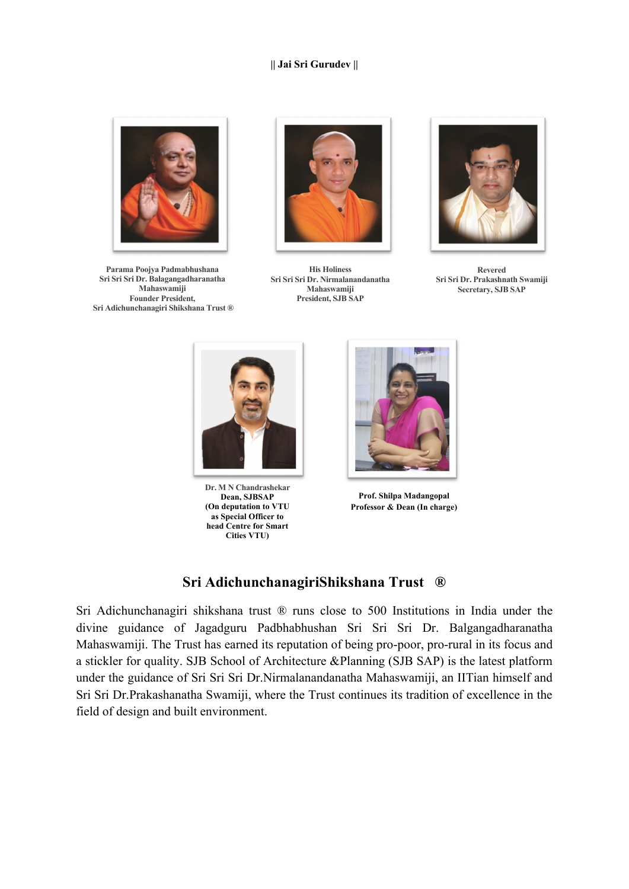**|| Jai Sri Gurudev ||**

**Parama Poojya Padmabhushana**
**Sri Sri Sri Dr. Balagangadharanatha Mahaswamiji**
**Founder President,**
**Sri Adichunchanagiri Shikshana Trust ®**

**His Holiness**
**Sri Sri Sri Dr. Nirmalanandanatha Mahaswamiji**
**President, SJB SAP**

**Revered**
**Sri Sri Dr. Prakashnath Swamiji**
**Secretary, SJB SAP**

**Dr. M N Chandrashekar**
**Dean, SJBSAP**
**(On deputation to VTU as Special Officer to head Centre for Smart Cities VTU)**

**Prof. Shilpa Madangopal**
**Professor & Dean (In charge)**

## Sri AdichunchanagiriShikshana Trust ®

Sri Adichunchanagiri shikshana trust ® runs close to 500 Institutions in India under the divine guidance of Jagadguru Padbhabhushan Sri Sri Sri Dr. Balgangadharanatha Mahaswamiji. The Trust has earned its reputation of being pro-poor, pro-rural in its focus and a stickler for quality. SJB School of Architecture &Planning (SJB SAP) is the latest platform under the guidance of Sri Sri Sri Dr.Nirmalanandanatha Mahaswamiji, an IITian himself and Sri Sri Dr.Prakashanatha Swamiji, where the Trust continues its tradition of excellence in the field of design and built environment.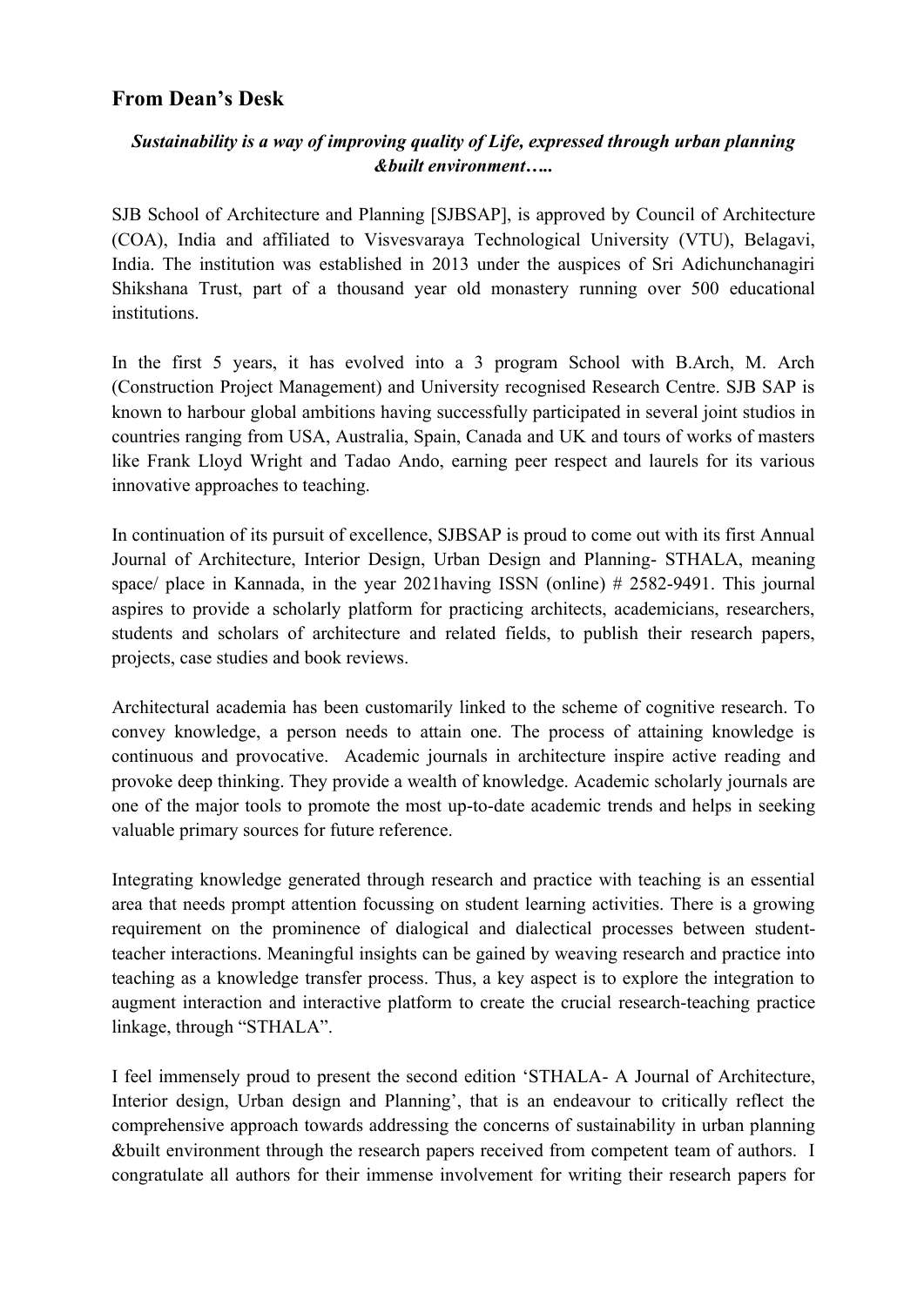## From Dean's Desk

***Sustainability is a way of improving quality of Life, expressed through urban planning &built environment…..***

SJB School of Architecture and Planning [SJBSAP], is approved by Council of Architecture (COA), India and affiliated to Visvesvaraya Technological University (VTU), Belagavi, India. The institution was established in 2013 under the auspices of Sri Adichunchanagiri Shikshana Trust, part of a thousand year old monastery running over 500 educational institutions.

In the first 5 years, it has evolved into a 3 program School with B.Arch, M. Arch (Construction Project Management) and University recognised Research Centre. SJB SAP is known to harbour global ambitions having successfully participated in several joint studios in countries ranging from USA, Australia, Spain, Canada and UK and tours of works of masters like Frank Lloyd Wright and Tadao Ando, earning peer respect and laurels for its various innovative approaches to teaching.

In continuation of its pursuit of excellence, SJBSAP is proud to come out with its first Annual Journal of Architecture, Interior Design, Urban Design and Planning- STHALA, meaning space/ place in Kannada, in the year 2021having ISSN (online) # 2582-9491. This journal aspires to provide a scholarly platform for practicing architects, academicians, researchers, students and scholars of architecture and related fields, to publish their research papers, projects, case studies and book reviews.

Architectural academia has been customarily linked to the scheme of cognitive research. To convey knowledge, a person needs to attain one. The process of attaining knowledge is continuous and provocative. Academic journals in architecture inspire active reading and provoke deep thinking. They provide a wealth of knowledge. Academic scholarly journals are one of the major tools to promote the most up-to-date academic trends and helps in seeking valuable primary sources for future reference.

Integrating knowledge generated through research and practice with teaching is an essential area that needs prompt attention focussing on student learning activities. There is a growing requirement on the prominence of dialogical and dialectical processes between student-teacher interactions. Meaningful insights can be gained by weaving research and practice into teaching as a knowledge transfer process. Thus, a key aspect is to explore the integration to augment interaction and interactive platform to create the crucial research-teaching practice linkage, through "STHALA".

I feel immensely proud to present the second edition 'STHALA- A Journal of Architecture, Interior design, Urban design and Planning', that is an endeavour to critically reflect the comprehensive approach towards addressing the concerns of sustainability in urban planning &built environment through the research papers received from competent team of authors. I congratulate all authors for their immense involvement for writing their research papers for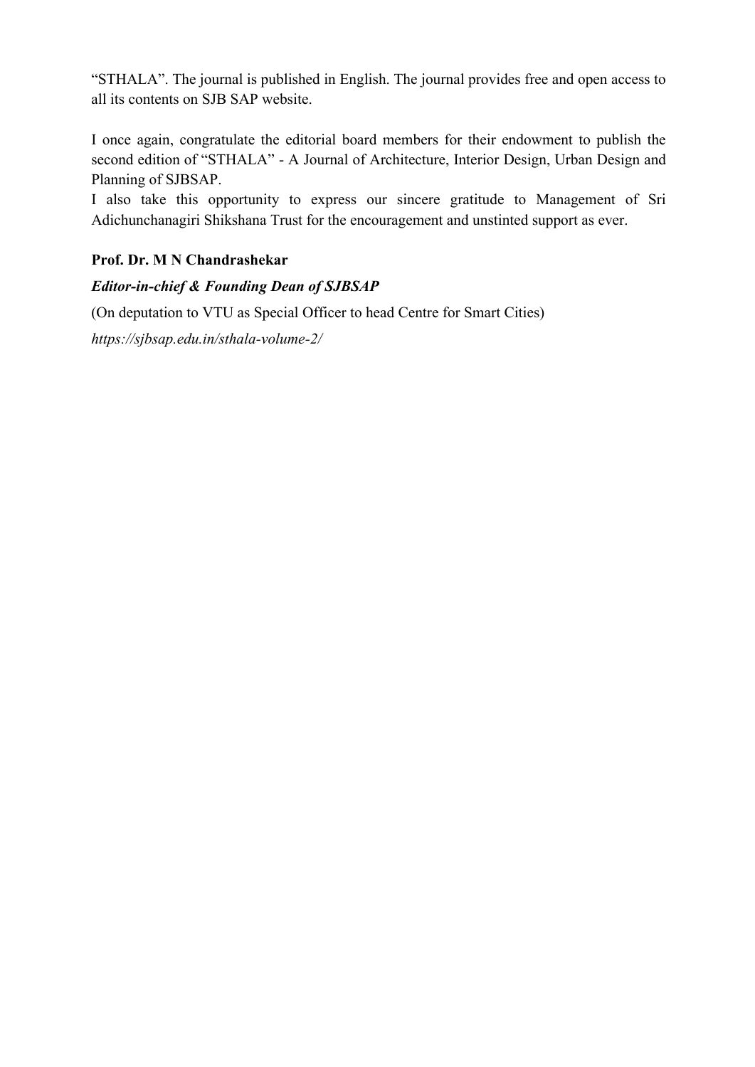"STHALA". The journal is published in English. The journal provides free and open access to all its contents on SJB SAP website.

I once again, congratulate the editorial board members for their endowment to publish the second edition of "STHALA" - A Journal of Architecture, Interior Design, Urban Design and Planning of SJBSAP.
I also take this opportunity to express our sincere gratitude to Management of Sri Adichunchanagiri Shikshana Trust for the encouragement and unstinted support as ever.

**Prof. Dr. M N Chandrashekar**

***Editor-in-chief & Founding Dean of SJBSAP***

(On deputation to VTU as Special Officer to head Centre for Smart Cities)

*https://sjbsap.edu.in/sthala-volume-2/*